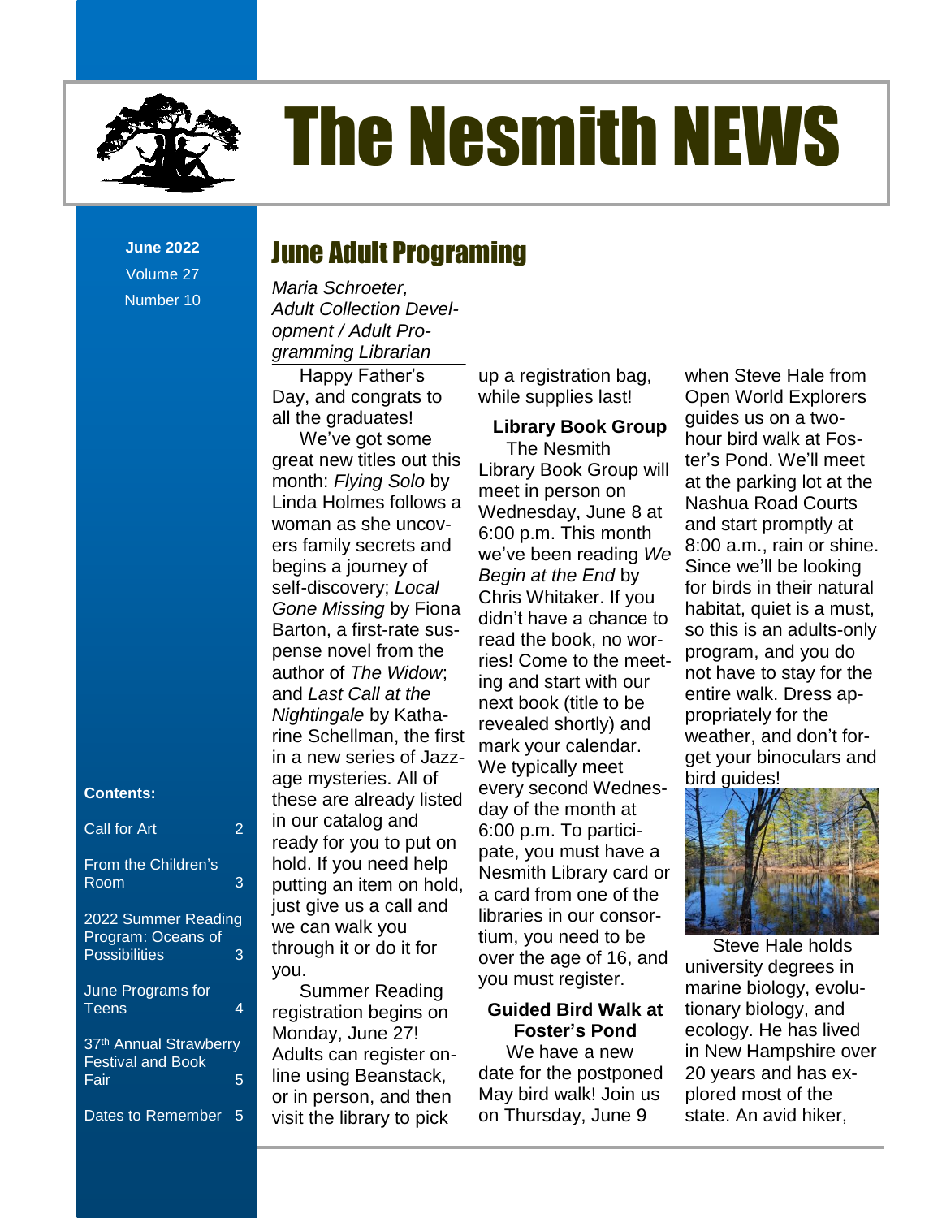# The Nesmith NEWS

**June 2022**
Volume 27
Number 10

**Contents:**

| | |
|---|---|
| Call for Art | 2 |
| From the Children's Room | 3 |
| 2022 Summer Reading Program: Oceans of Possibilities | 3 |
| June Programs for Teens | 4 |
| 37th Annual Strawberry Festival and Book Fair | 5 |
| Dates to Remember | 5 |

## June Adult Programing

*Maria Schroeter, Adult Collection Development / Adult Programming Librarian*

Happy Father's Day, and congrats to all the graduates!

We've got some great new titles out this month: *Flying Solo* by Linda Holmes follows a woman as she uncovers family secrets and begins a journey of self-discovery; *Local Gone Missing* by Fiona Barton, a first-rate suspense novel from the author of *The Widow*; and *Last Call at the Nightingale* by Katharine Schellman, the first in a new series of Jazz-age mysteries. All of these are already listed in our catalog and ready for you to put on hold. If you need help putting an item on hold, just give us a call and we can walk you through it or do it for you.

Summer Reading registration begins on Monday, June 27! Adults can register online using Beanstack, or in person, and then visit the library to pick up a registration bag, while supplies last!

**Library Book Group**

The Nesmith Library Book Group will meet in person on Wednesday, June 8 at 6:00 p.m. This month we've been reading *We Begin at the End* by Chris Whitaker. If you didn't have a chance to read the book, no worries! Come to the meeting and start with our next book (title to be revealed shortly) and mark your calendar. We typically meet every second Wednesday of the month at 6:00 p.m. To participate, you must have a Nesmith Library card or a card from one of the libraries in our consortium, you need to be over the age of 16, and you must register.

**Guided Bird Walk at Foster's Pond**

We have a new date for the postponed May bird walk! Join us on Thursday, June 9 when Steve Hale from Open World Explorers guides us on a two-hour bird walk at Foster's Pond. We'll meet at the parking lot at the Nashua Road Courts and start promptly at 8:00 a.m., rain or shine. Since we'll be looking for birds in their natural habitat, quiet is a must, so this is an adults-only program, and you do not have to stay for the entire walk. Dress appropriately for the weather, and don't forget your binoculars and bird guides!

Steve Hale holds university degrees in marine biology, evolutionary biology, and ecology. He has lived in New Hampshire over 20 years and has explored most of the state. An avid hiker,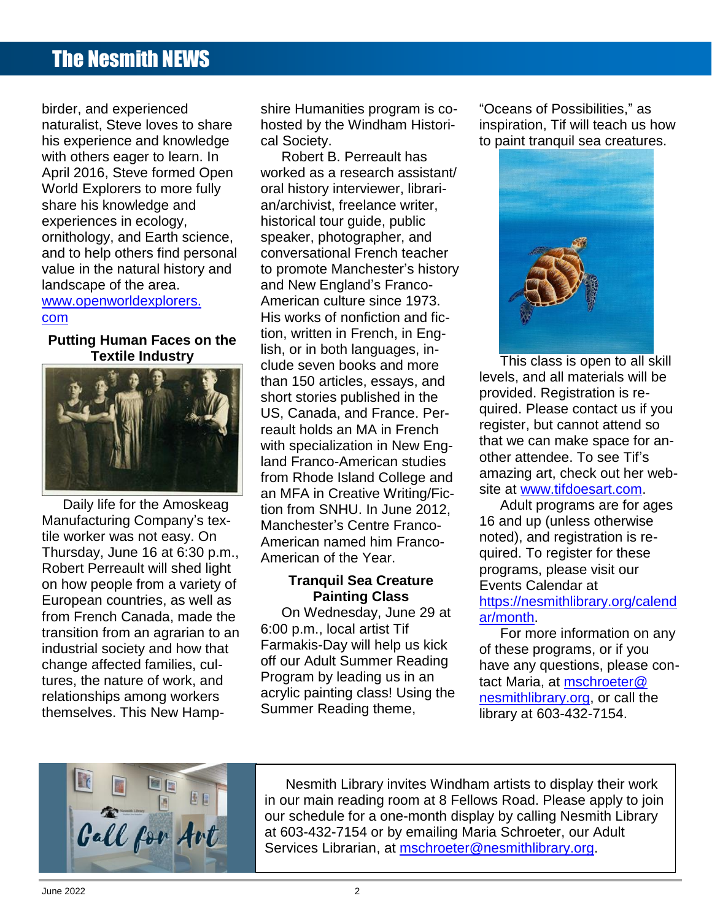birder, and experienced naturalist, Steve loves to share his experience and knowledge with others eager to learn. In April 2016, Steve formed Open World Explorers to more fully share his knowledge and experiences in ecology, ornithology, and Earth science, and to help others find personal value in the natural history and landscape of the area. www.openworldexplorers.com

### Putting Human Faces on the Textile Industry

Daily life for the Amoskeag Manufacturing Company's textile worker was not easy. On Thursday, June 16 at 6:30 p.m., Robert Perreault will shed light on how people from a variety of European countries, as well as from French Canada, made the transition from an agrarian to an industrial society and how that change affected families, cultures, the nature of work, and relationships among workers themselves. This New Hampshire Humanities program is co-hosted by the Windham Historical Society.

Robert B. Perreault has worked as a research assistant/oral history interviewer, librarian/archivist, freelance writer, historical tour guide, public speaker, photographer, and conversational French teacher to promote Manchester's history and New England's Franco-American culture since 1973. His works of nonfiction and fiction, written in French, in English, or in both languages, include seven books and more than 150 articles, essays, and short stories published in the US, Canada, and France. Perreault holds an MA in French with specialization in New England Franco-American studies from Rhode Island College and an MFA in Creative Writing/Fiction from SNHU. In June 2012, Manchester's Centre Franco-American named him Franco-American of the Year.

### Tranquil Sea Creature Painting Class

On Wednesday, June 29 at 6:00 p.m., local artist Tif Farmakis-Day will help us kick off our Adult Summer Reading Program by leading us in an acrylic painting class! Using the Summer Reading theme, "Oceans of Possibilities," as inspiration, Tif will teach us how to paint tranquil sea creatures.

This class is open to all skill levels, and all materials will be provided. Registration is required. Please contact us if you register, but cannot attend so that we can make space for another attendee. To see Tif's amazing art, check out her website at www.tifdoesart.com.

Adult programs are for ages 16 and up (unless otherwise noted), and registration is required. To register for these programs, please visit our Events Calendar at https://nesmithlibrary.org/calendar/month.

For more information on any of these programs, or if you have any questions, please contact Maria, at mschroeter@nesmithlibrary.org, or call the library at 603-432-7154.

Nesmith Library invites Windham artists to display their work in our main reading room at 8 Fellows Road. Please apply to join our schedule for a one-month display by calling Nesmith Library at 603-432-7154 or by emailing Maria Schroeter, our Adult Services Librarian, at mschroeter@nesmithlibrary.org.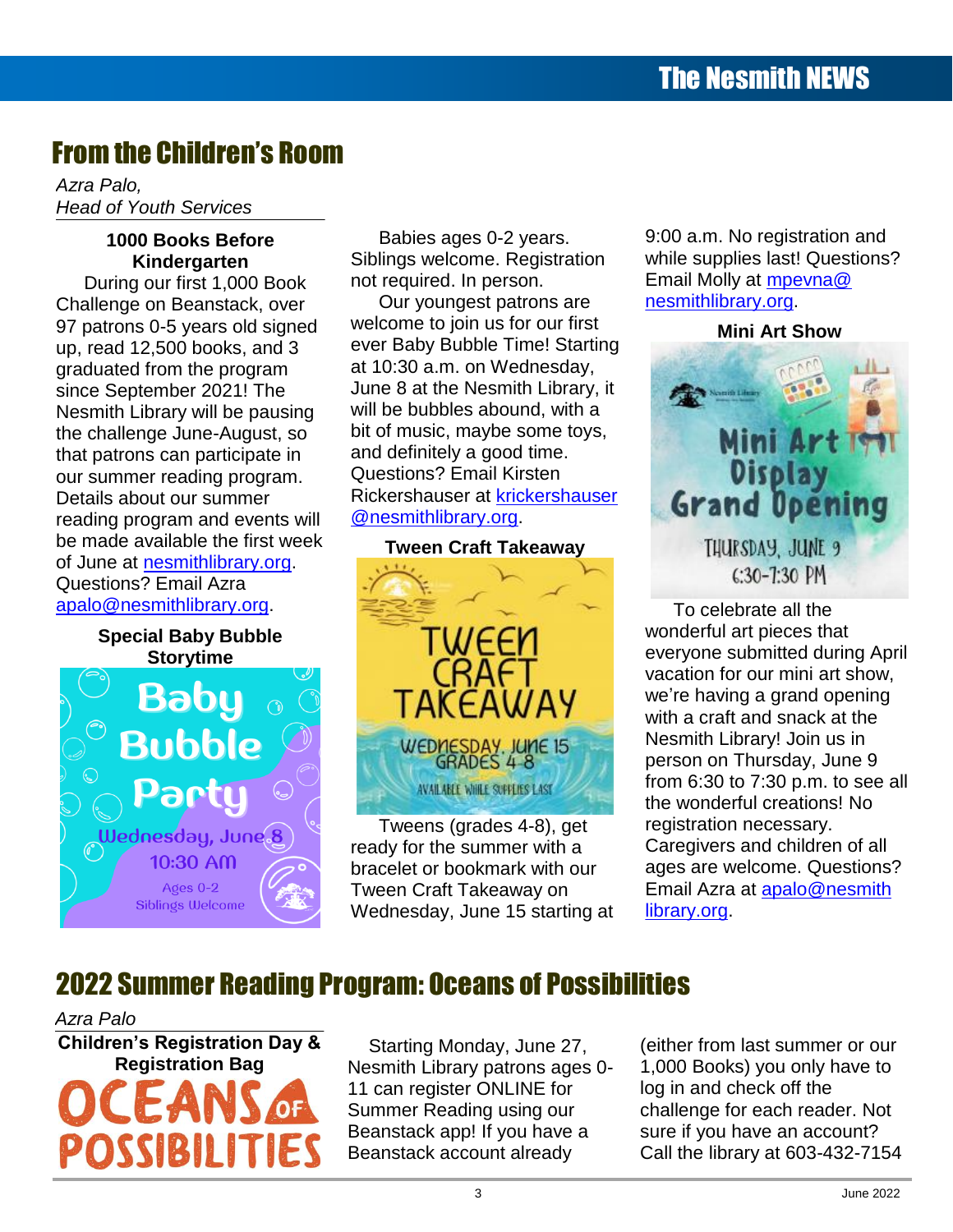## From the Children's Room

*Azra Palo,*
*Head of Youth Services*

**1000 Books Before Kindergarten**

During our first 1,000 Book Challenge on Beanstack, over 97 patrons 0-5 years old signed up, read 12,500 books, and 3 graduated from the program since September 2021! The Nesmith Library will be pausing the challenge June-August, so that patrons can participate in our summer reading program. Details about our summer reading program and events will be made available the first week of June at nesmithlibrary.org. Questions? Email Azra apalo@nesmithlibrary.org.

**Special Baby Bubble Storytime**

Baby Bubble Party
Wednesday, June 8
10:30 AM
Ages 0-2
Siblings Welcome

Babies ages 0-2 years. Siblings welcome. Registration not required. In person.

Our youngest patrons are welcome to join us for our first ever Baby Bubble Time! Starting at 10:30 a.m. on Wednesday, June 8 at the Nesmith Library, it will be bubbles abound, with a bit of music, maybe some toys, and definitely a good time. Questions? Email Kirsten Rickershauser at krickershauser@nesmithlibrary.org.

**Tween Craft Takeaway**

TWEEN CRAFT TAKEAWAY
WEDNESDAY, JUNE 15
GRADES 4-8
AVAILABLE WHILE SUPPLIES LAST

Tweens (grades 4-8), get ready for the summer with a bracelet or bookmark with our Tween Craft Takeaway on Wednesday, June 15 starting at 9:00 a.m. No registration and while supplies last! Questions? Email Molly at mpevna@nesmithlibrary.org.

**Mini Art Show**

Mini Art Display Grand Opening
THURSDAY, JUNE 9
6:30-7:30 PM

To celebrate all the wonderful art pieces that everyone submitted during April vacation for our mini art show, we're having a grand opening with a craft and snack at the Nesmith Library! Join us in person on Thursday, June 9 from 6:30 to 7:30 p.m. to see all the wonderful creations! No registration necessary. Caregivers and children of all ages are welcome. Questions? Email Azra at apalo@nesmithlibrary.org.

## 2022 Summer Reading Program: Oceans of Possibilities

*Azra Palo*

**Children's Registration Day & Registration Bag**

OCEANS OF POSSIBILITIES

Starting Monday, June 27, Nesmith Library patrons ages 0-11 can register ONLINE for Summer Reading using our Beanstack app! If you have a Beanstack account already (either from last summer or our 1,000 Books) you only have to log in and check off the challenge for each reader. Not sure if you have an account? Call the library at 603-432-7154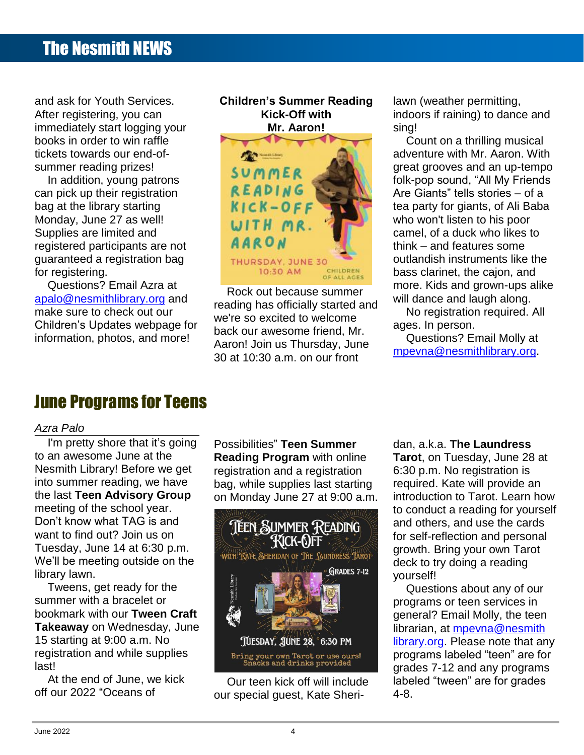and ask for Youth Services. After registering, you can immediately start logging your books in order to win raffle tickets towards our end-of-summer reading prizes!

In addition, young patrons can pick up their registration bag at the library starting Monday, June 27 as well! Supplies are limited and registered participants are not guaranteed a registration bag for registering.

Questions? Email Azra at apalo@nesmithlibrary.org and make sure to check out our Children's Updates webpage for information, photos, and more!

**Children's Summer Reading Kick-Off with Mr. Aaron!**

Rock out because summer reading has officially started and we're so excited to welcome back our awesome friend, Mr. Aaron! Join us Thursday, June 30 at 10:30 a.m. on our front lawn (weather permitting, indoors if raining) to dance and sing!

Count on a thrilling musical adventure with Mr. Aaron. With great grooves and an up-tempo folk-pop sound, "All My Friends Are Giants" tells stories – of a tea party for giants, of Ali Baba who won't listen to his poor camel, of a duck who likes to think – and features some outlandish instruments like the bass clarinet, the cajon, and more. Kids and grown-ups alike will dance and laugh along.

No registration required. All ages. In person.

Questions? Email Molly at mpevna@nesmithlibrary.org.

# June Programs for Teens

*Azra Palo*

I'm pretty shore that it's going to an awesome June at the Nesmith Library! Before we get into summer reading, we have the last **Teen Advisory Group** meeting of the school year. Don't know what TAG is and want to find out? Join us on Tuesday, June 14 at 6:30 p.m. We'll be meeting outside on the library lawn.

Tweens, get ready for the summer with a bracelet or bookmark with our **Tween Craft Takeaway** on Wednesday, June 15 starting at 9:00 a.m. No registration and while supplies last!

At the end of June, we kick off our 2022 "Oceans of Possibilities" **Teen Summer Reading Program** with online registration and a registration bag, while supplies last starting on Monday June 27 at 9:00 a.m.

Our teen kick off will include our special guest, Kate Sheridan, a.k.a. **The Laundress Tarot**, on Tuesday, June 28 at 6:30 p.m. No registration is required. Kate will provide an introduction to Tarot. Learn how to conduct a reading for yourself and others, and use the cards for self-reflection and personal growth. Bring your own Tarot deck to try doing a reading yourself!

Questions about any of our programs or teen services in general? Email Molly, the teen librarian, at mpevna@nesmithlibrary.org. Please note that any programs labeled "teen" are for grades 7-12 and any programs labeled "tween" are for grades 4-8.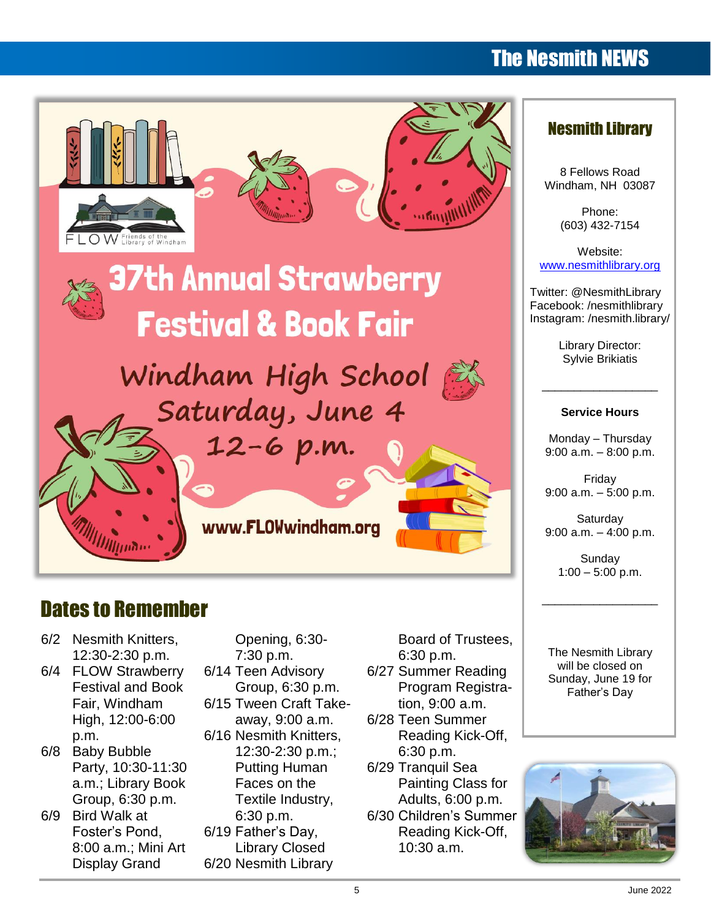# 37th Annual Strawberry Festival & Book Fair

FLOW Friends of the Library of Windham

Windham High School
Saturday, June 4
12-6 p.m.

www.FLOWwindham.org

## Dates to Remember

- 6/2 Nesmith Knitters, 12:30-2:30 p.m.
- 6/4 FLOW Strawberry Festival and Book Fair, Windham High, 12:00-6:00 p.m.
- 6/8 Baby Bubble Party, 10:30-11:30 a.m.; Library Book Group, 6:30 p.m.
- 6/9 Bird Walk at Foster's Pond, 8:00 a.m.; Mini Art Display Grand Opening, 6:30-7:30 p.m.
- 6/14 Teen Advisory Group, 6:30 p.m.
- 6/15 Tween Craft Take-away, 9:00 a.m.
- 6/16 Nesmith Knitters, 12:30-2:30 p.m.; Putting Human Faces on the Textile Industry, 6:30 p.m.
- 6/19 Father's Day, Library Closed
- 6/20 Nesmith Library Board of Trustees, 6:30 p.m.
- 6/27 Summer Reading Program Registration, 9:00 a.m.
- 6/28 Teen Summer Reading Kick-Off, 6:30 p.m.
- 6/29 Tranquil Sea Painting Class for Adults, 6:00 p.m.
- 6/30 Children's Summer Reading Kick-Off, 10:30 a.m.

## Nesmith Library

8 Fellows Road
Windham, NH 03087

Phone:
(603) 432-7154

Website:
www.nesmithlibrary.org

Twitter: @NesmithLibrary
Facebook: /nesmithlibrary
Instagram: /nesmith.library/

Library Director:
Sylvie Brikiatis

**Service Hours**

Monday – Thursday
9:00 a.m. – 8:00 p.m.

Friday
9:00 a.m. – 5:00 p.m.

Saturday
9:00 a.m. – 4:00 p.m.

Sunday
1:00 – 5:00 p.m.

The Nesmith Library will be closed on Sunday, June 19 for Father's Day